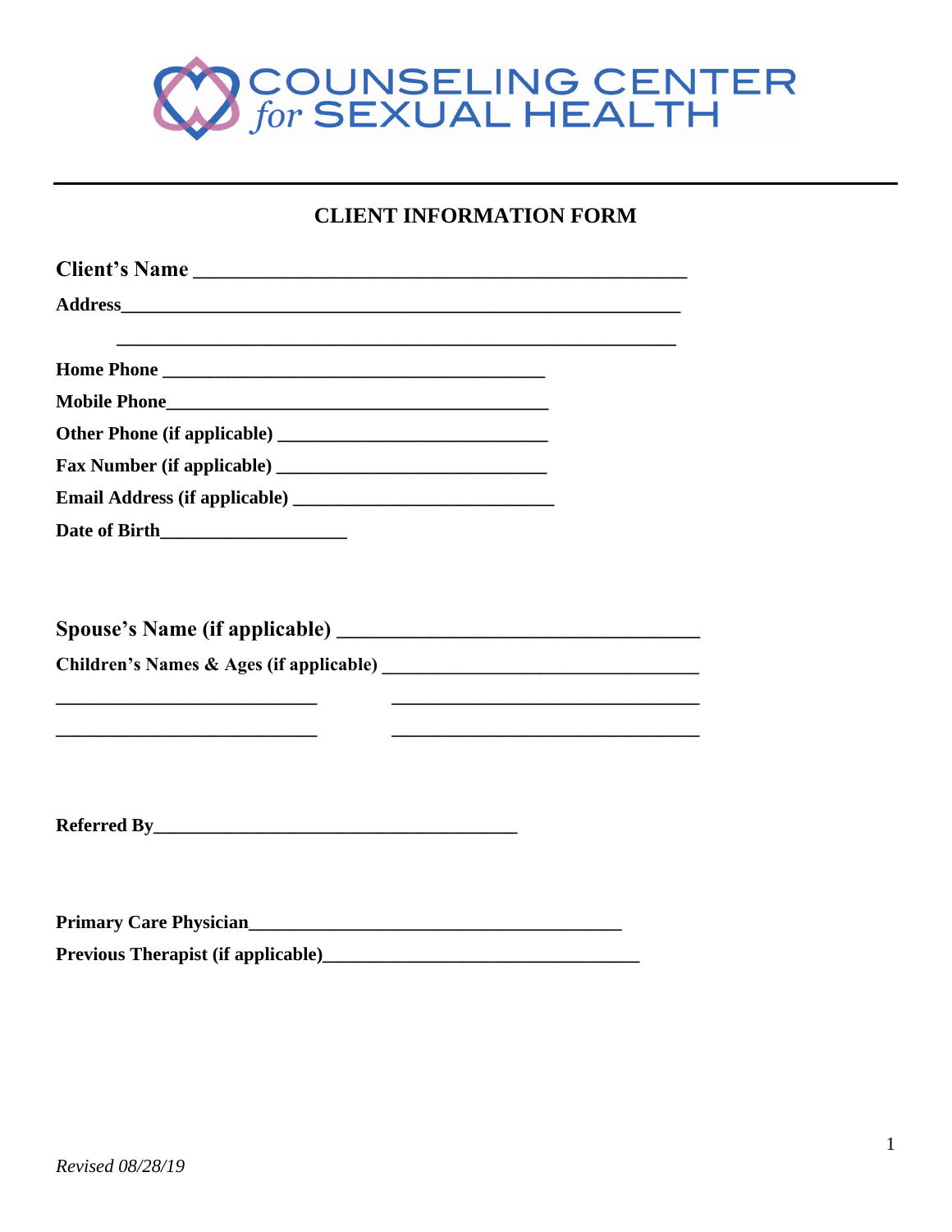# COUNSELING CENTER *for* SEXUAL HEALTH

## CLIENT INFORMATION FORM

**Client's Name** ________________________________________________

**Address**__________________________________________________________

__________________________________________________________

**Home Phone** ________________________________________

**Mobile Phone**________________________________________

**Other Phone (if applicable)** ____________________________

**Fax Number (if applicable)** ____________________________

**Email Address (if applicable)** ___________________________

**Date of Birth**___________________

**Spouse's Name (if applicable)** ________________________________

**Children's Names & Ages (if applicable)** ________________________________

___________________________          ________________________________

___________________________          ________________________________

**Referred By**_____________________________________

**Primary Care Physician**_____________________________________

**Previous Therapist (if applicable)**________________________________

*Revised 08/28/19*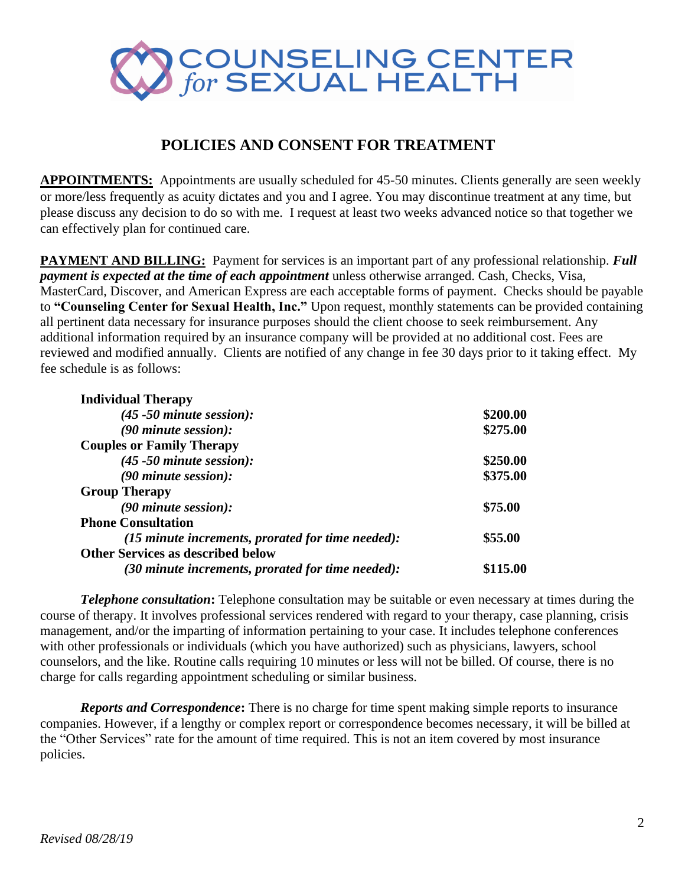# COUNSELING CENTER *for* SEXUAL HEALTH

## POLICIES AND CONSENT FOR TREATMENT

**APPOINTMENTS:** Appointments are usually scheduled for 45-50 minutes. Clients generally are seen weekly or more/less frequently as acuity dictates and you and I agree. You may discontinue treatment at any time, but please discuss any decision to do so with me. I request at least two weeks advanced notice so that together we can effectively plan for continued care.

**PAYMENT AND BILLING:** Payment for services is an important part of any professional relationship. ***Full payment is expected at the time of each appointment*** unless otherwise arranged. Cash, Checks, Visa, MasterCard, Discover, and American Express are each acceptable forms of payment. Checks should be payable to **"Counseling Center for Sexual Health, Inc."** Upon request, monthly statements can be provided containing all pertinent data necessary for insurance purposes should the client choose to seek reimbursement. Any additional information required by an insurance company will be provided at no additional cost. Fees are reviewed and modified annually. Clients are notified of any change in fee 30 days prior to it taking effect. My fee schedule is as follows:

| Service | Fee |
|---|---|
| **Individual Therapy** | |
| ***(45 -50 minute session):*** | **$200.00** |
| ***(90 minute session):*** | **$275.00** |
| **Couples or Family Therapy** | |
| ***(45 -50 minute session):*** | **$250.00** |
| ***(90 minute session):*** | **$375.00** |
| **Group Therapy** | |
| ***(90 minute session):*** | **$75.00** |
| **Phone Consultation** | |
| ***(15 minute increments, prorated for time needed):*** | **$55.00** |
| **Other Services as described below** | |
| ***(30 minute increments, prorated for time needed):*** | **$115.00** |

***Telephone consultation*:** Telephone consultation may be suitable or even necessary at times during the course of therapy. It involves professional services rendered with regard to your therapy, case planning, crisis management, and/or the imparting of information pertaining to your case. It includes telephone conferences with other professionals or individuals (which you have authorized) such as physicians, lawyers, school counselors, and the like. Routine calls requiring 10 minutes or less will not be billed. Of course, there is no charge for calls regarding appointment scheduling or similar business.

***Reports and Correspondence*:** There is no charge for time spent making simple reports to insurance companies. However, if a lengthy or complex report or correspondence becomes necessary, it will be billed at the "Other Services" rate for the amount of time required. This is not an item covered by most insurance policies.

*Revised 08/28/19*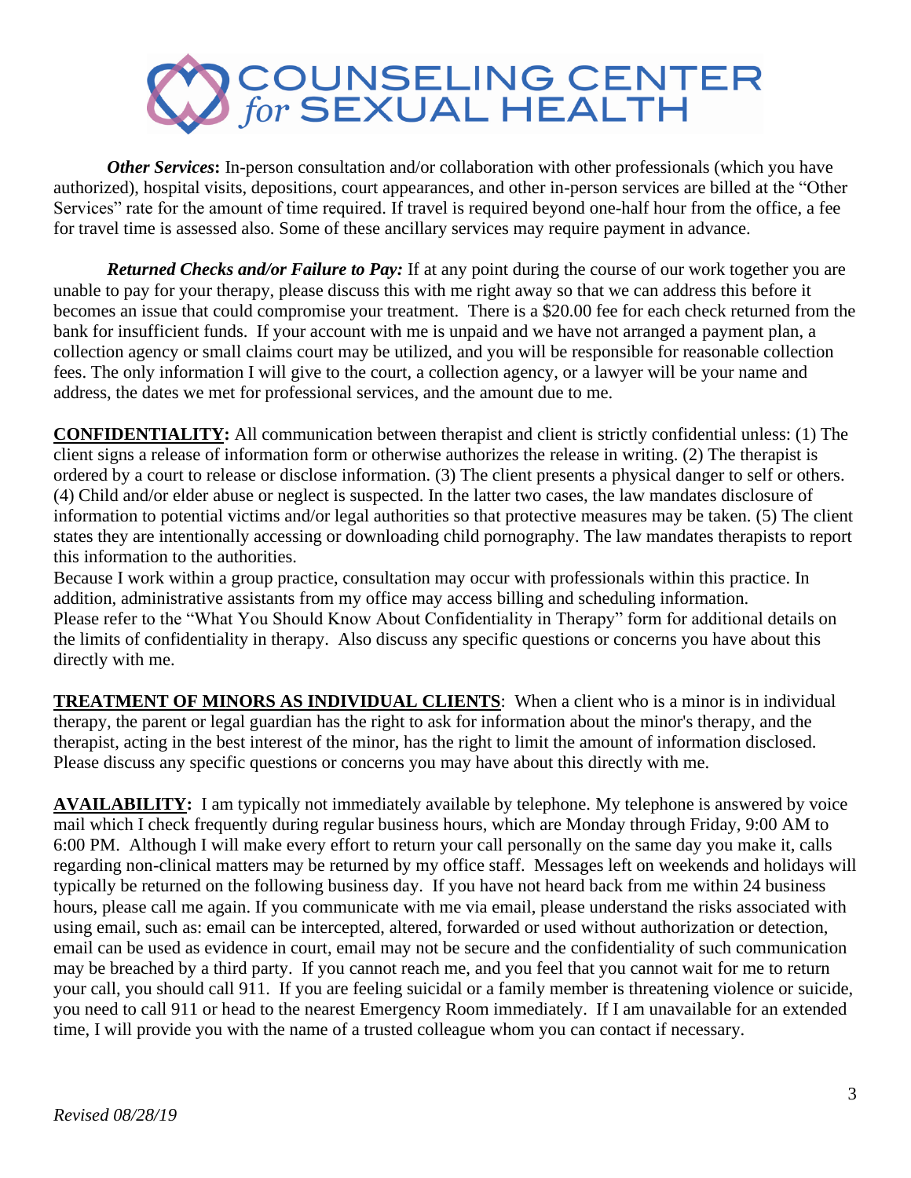***Other Services*:** In-person consultation and/or collaboration with other professionals (which you have authorized), hospital visits, depositions, court appearances, and other in-person services are billed at the "Other Services" rate for the amount of time required. If travel is required beyond one-half hour from the office, a fee for travel time is assessed also. Some of these ancillary services may require payment in advance.

***Returned Checks and/or Failure to Pay:*** If at any point during the course of our work together you are unable to pay for your therapy, please discuss this with me right away so that we can address this before it becomes an issue that could compromise your treatment. There is a $20.00 fee for each check returned from the bank for insufficient funds. If your account with me is unpaid and we have not arranged a payment plan, a collection agency or small claims court may be utilized, and you will be responsible for reasonable collection fees. The only information I will give to the court, a collection agency, or a lawyer will be your name and address, the dates we met for professional services, and the amount due to me.

**CONFIDENTIALITY:** All communication between therapist and client is strictly confidential unless: (1) The client signs a release of information form or otherwise authorizes the release in writing. (2) The therapist is ordered by a court to release or disclose information. (3) The client presents a physical danger to self or others. (4) Child and/or elder abuse or neglect is suspected. In the latter two cases, the law mandates disclosure of information to potential victims and/or legal authorities so that protective measures may be taken. (5) The client states they are intentionally accessing or downloading child pornography. The law mandates therapists to report this information to the authorities.

Because I work within a group practice, consultation may occur with professionals within this practice. In addition, administrative assistants from my office may access billing and scheduling information.

Please refer to the "What You Should Know About Confidentiality in Therapy" form for additional details on the limits of confidentiality in therapy. Also discuss any specific questions or concerns you have about this directly with me.

**TREATMENT OF MINORS AS INDIVIDUAL CLIENTS**: When a client who is a minor is in individual therapy, the parent or legal guardian has the right to ask for information about the minor's therapy, and the therapist, acting in the best interest of the minor, has the right to limit the amount of information disclosed. Please discuss any specific questions or concerns you may have about this directly with me.

**AVAILABILITY:** I am typically not immediately available by telephone. My telephone is answered by voice mail which I check frequently during regular business hours, which are Monday through Friday, 9:00 AM to 6:00 PM. Although I will make every effort to return your call personally on the same day you make it, calls regarding non-clinical matters may be returned by my office staff. Messages left on weekends and holidays will typically be returned on the following business day. If you have not heard back from me within 24 business hours, please call me again. If you communicate with me via email, please understand the risks associated with using email, such as: email can be intercepted, altered, forwarded or used without authorization or detection, email can be used as evidence in court, email may not be secure and the confidentiality of such communication may be breached by a third party. If you cannot reach me, and you feel that you cannot wait for me to return your call, you should call 911. If you are feeling suicidal or a family member is threatening violence or suicide, you need to call 911 or head to the nearest Emergency Room immediately. If I am unavailable for an extended time, I will provide you with the name of a trusted colleague whom you can contact if necessary.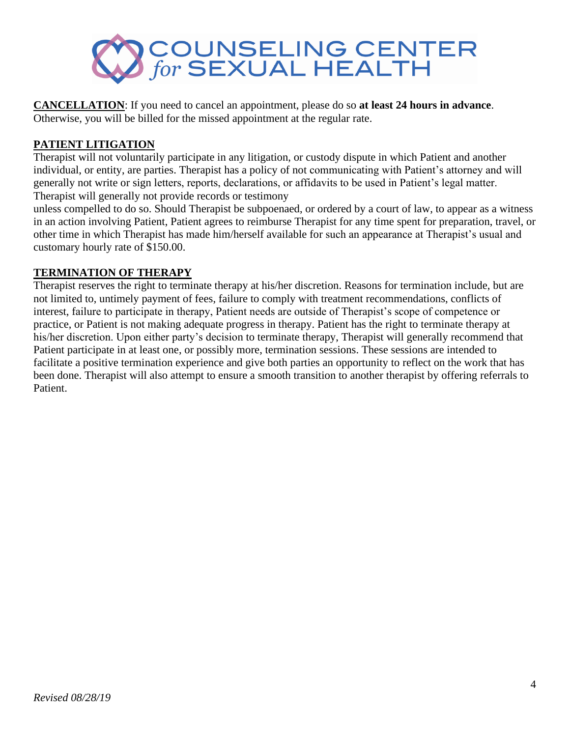**CANCELLATION**: If you need to cancel an appointment, please do so **at least 24 hours in advance**. Otherwise, you will be billed for the missed appointment at the regular rate.

## PATIENT LITIGATION

Therapist will not voluntarily participate in any litigation, or custody dispute in which Patient and another individual, or entity, are parties. Therapist has a policy of not communicating with Patient's attorney and will generally not write or sign letters, reports, declarations, or affidavits to be used in Patient's legal matter. Therapist will generally not provide records or testimony unless compelled to do so. Should Therapist be subpoenaed, or ordered by a court of law, to appear as a witness in an action involving Patient, Patient agrees to reimburse Therapist for any time spent for preparation, travel, or other time in which Therapist has made him/herself available for such an appearance at Therapist's usual and customary hourly rate of $150.00.

## TERMINATION OF THERAPY

Therapist reserves the right to terminate therapy at his/her discretion. Reasons for termination include, but are not limited to, untimely payment of fees, failure to comply with treatment recommendations, conflicts of interest, failure to participate in therapy, Patient needs are outside of Therapist's scope of competence or practice, or Patient is not making adequate progress in therapy. Patient has the right to terminate therapy at his/her discretion. Upon either party's decision to terminate therapy, Therapist will generally recommend that Patient participate in at least one, or possibly more, termination sessions. These sessions are intended to facilitate a positive termination experience and give both parties an opportunity to reflect on the work that has been done. Therapist will also attempt to ensure a smooth transition to another therapist by offering referrals to Patient.

*Revised 08/28/19*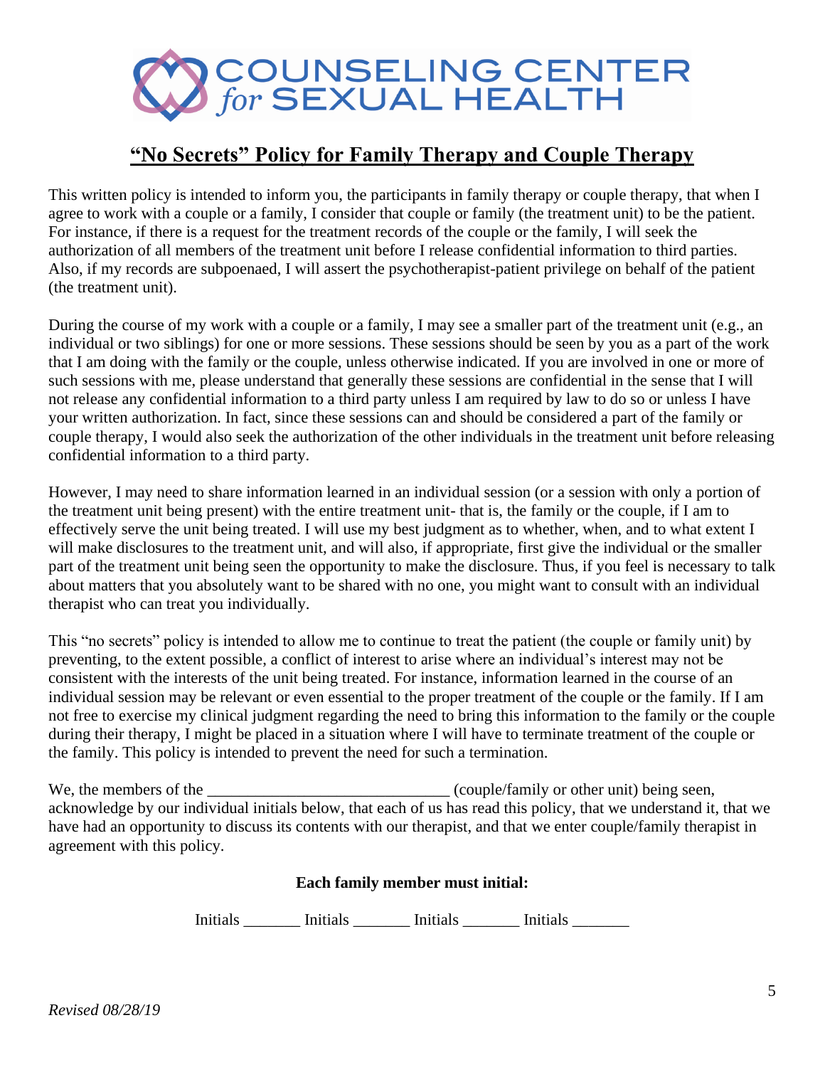# COUNSELING CENTER *for* SEXUAL HEALTH

## "No Secrets" Policy for Family Therapy and Couple Therapy

This written policy is intended to inform you, the participants in family therapy or couple therapy, that when I agree to work with a couple or a family, I consider that couple or family (the treatment unit) to be the patient. For instance, if there is a request for the treatment records of the couple or the family, I will seek the authorization of all members of the treatment unit before I release confidential information to third parties. Also, if my records are subpoenaed, I will assert the psychotherapist-patient privilege on behalf of the patient (the treatment unit).

During the course of my work with a couple or a family, I may see a smaller part of the treatment unit (e.g., an individual or two siblings) for one or more sessions. These sessions should be seen by you as a part of the work that I am doing with the family or the couple, unless otherwise indicated. If you are involved in one or more of such sessions with me, please understand that generally these sessions are confidential in the sense that I will not release any confidential information to a third party unless I am required by law to do so or unless I have your written authorization. In fact, since these sessions can and should be considered a part of the family or couple therapy, I would also seek the authorization of the other individuals in the treatment unit before releasing confidential information to a third party.

However, I may need to share information learned in an individual session (or a session with only a portion of the treatment unit being present) with the entire treatment unit- that is, the family or the couple, if I am to effectively serve the unit being treated. I will use my best judgment as to whether, when, and to what extent I will make disclosures to the treatment unit, and will also, if appropriate, first give the individual or the smaller part of the treatment unit being seen the opportunity to make the disclosure. Thus, if you feel is necessary to talk about matters that you absolutely want to be shared with no one, you might want to consult with an individual therapist who can treat you individually.

This "no secrets" policy is intended to allow me to continue to treat the patient (the couple or family unit) by preventing, to the extent possible, a conflict of interest to arise where an individual's interest may not be consistent with the interests of the unit being treated. For instance, information learned in the course of an individual session may be relevant or even essential to the proper treatment of the couple or the family. If I am not free to exercise my clinical judgment regarding the need to bring this information to the family or the couple during their therapy, I might be placed in a situation where I will have to terminate treatment of the couple or the family. This policy is intended to prevent the need for such a termination.

We, the members of the ______________________________ (couple/family or other unit) being seen, acknowledge by our individual initials below, that each of us has read this policy, that we understand it, that we have had an opportunity to discuss its contents with our therapist, and that we enter couple/family therapist in agreement with this policy.

**Each family member must initial:**

Initials _______ Initials _______ Initials _______ Initials _______

*Revised 08/28/19*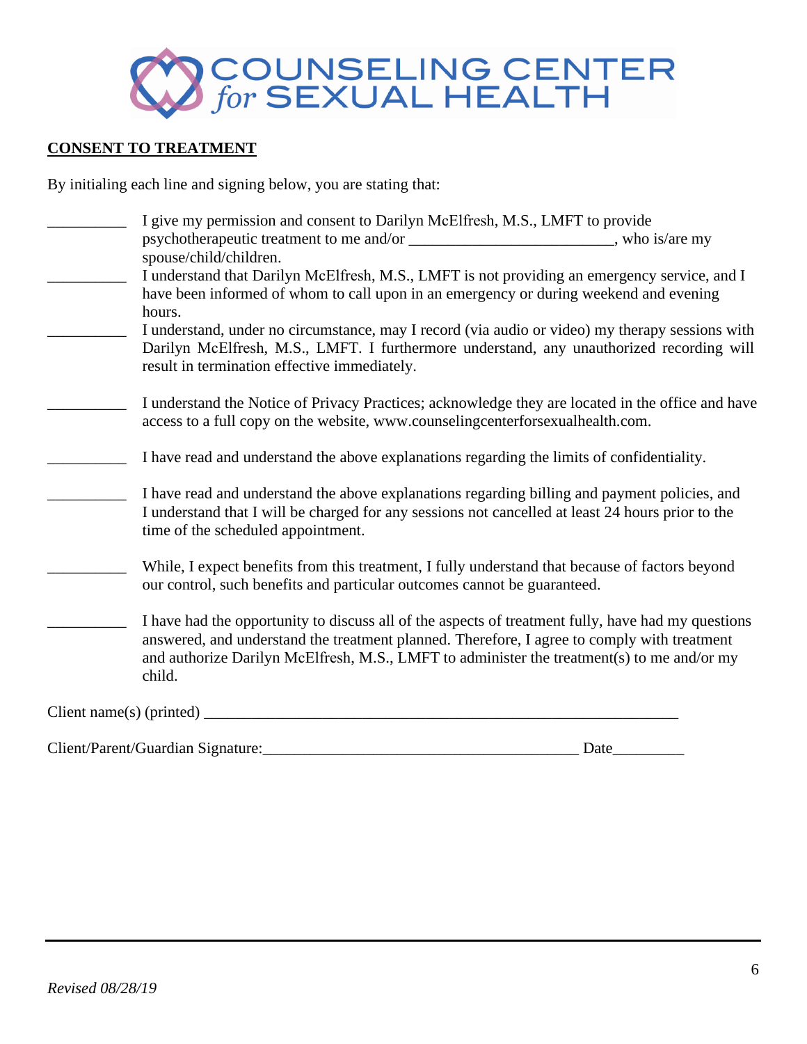COUNSELING CENTER *for* SEXUAL HEALTH

**CONSENT TO TREATMENT**

By initialing each line and signing below, you are stating that:

__________ I give my permission and consent to Darilyn McElfresh, M.S., LMFT to provide psychotherapeutic treatment to me and/or __________________________, who is/are my spouse/child/children.

__________ I understand that Darilyn McElfresh, M.S., LMFT is not providing an emergency service, and I have been informed of whom to call upon in an emergency or during weekend and evening hours.

__________ I understand, under no circumstance, may I record (via audio or video) my therapy sessions with Darilyn McElfresh, M.S., LMFT. I furthermore understand, any unauthorized recording will result in termination effective immediately.

__________ I understand the Notice of Privacy Practices; acknowledge they are located in the office and have access to a full copy on the website, www.counselingcenterforsexualhealth.com.

__________ I have read and understand the above explanations regarding the limits of confidentiality.

__________ I have read and understand the above explanations regarding billing and payment policies, and I understand that I will be charged for any sessions not cancelled at least 24 hours prior to the time of the scheduled appointment.

__________ While, I expect benefits from this treatment, I fully understand that because of factors beyond our control, such benefits and particular outcomes cannot be guaranteed.

__________ I have had the opportunity to discuss all of the aspects of treatment fully, have had my questions answered, and understand the treatment planned. Therefore, I agree to comply with treatment and authorize Darilyn McElfresh, M.S., LMFT to administer the treatment(s) to me and/or my child.

Client name(s) (printed) _______________________________________________________________

Client/Parent/Guardian Signature:________________________________________ Date_________

*Revised 08/28/19*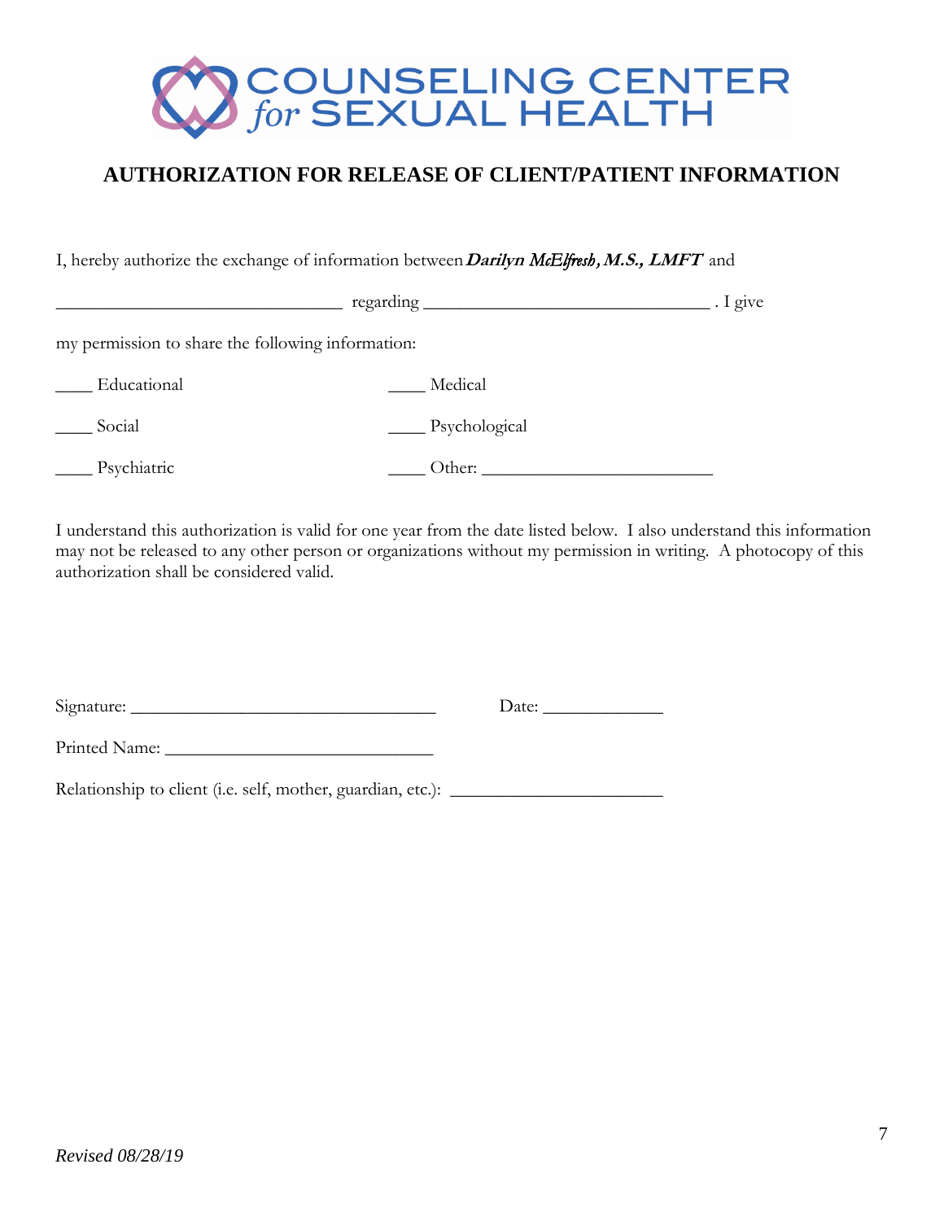COUNSELING CENTER *for* SEXUAL HEALTH

## AUTHORIZATION FOR RELEASE OF CLIENT/PATIENT INFORMATION

I, hereby authorize the exchange of information between ***Darilyn McElfresh, M.S., LMFT*** and

________________________________ regarding ________________________________ . I give

my permission to share the following information:

____ Educational ____ Medical

____ Social ____ Psychological

____ Psychiatric ____ Other: __________________________

I understand this authorization is valid for one year from the date listed below. I also understand this information may not be released to any other person or organizations without my permission in writing. A photocopy of this authorization shall be considered valid.

Signature: __________________________________ Date: _____________

Printed Name: ______________________________

Relationship to client (i.e. self, mother, guardian, etc.): ________________________

*Revised 08/28/19*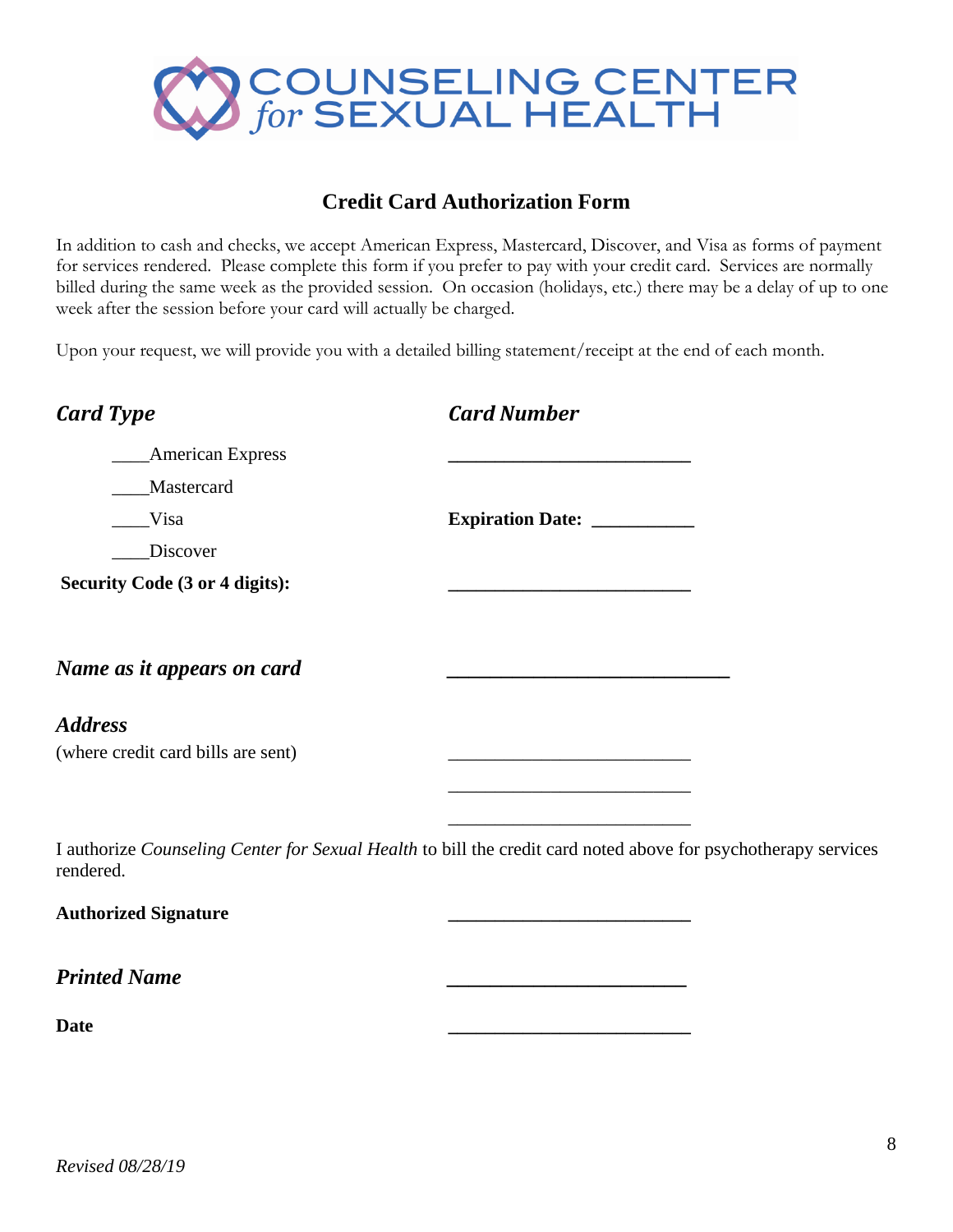COUNSELING CENTER *for* SEXUAL HEALTH

## Credit Card Authorization Form

In addition to cash and checks, we accept American Express, Mastercard, Discover, and Visa as forms of payment for services rendered. Please complete this form if you prefer to pay with your credit card. Services are normally billed during the same week as the provided session. On occasion (holidays, etc.) there may be a delay of up to one week after the session before your card will actually be charged.

Upon your request, we will provide you with a detailed billing statement/receipt at the end of each month.

***Card Type***

____American Express

____Mastercard

____Visa

____Discover

***Card Number*** __________________________

**Expiration Date:** __________

**Security Code (3 or 4 digits):** __________________________

***Name as it appears on card*** ______________________________

***Address***
(where credit card bills are sent) __________________________

__________________________

__________________________

I authorize *Counseling Center for Sexual Health* to bill the credit card noted above for psychotherapy services rendered.

**Authorized Signature** __________________________

***Printed Name*** _________________________

**Date** __________________________

*Revised 08/28/19*